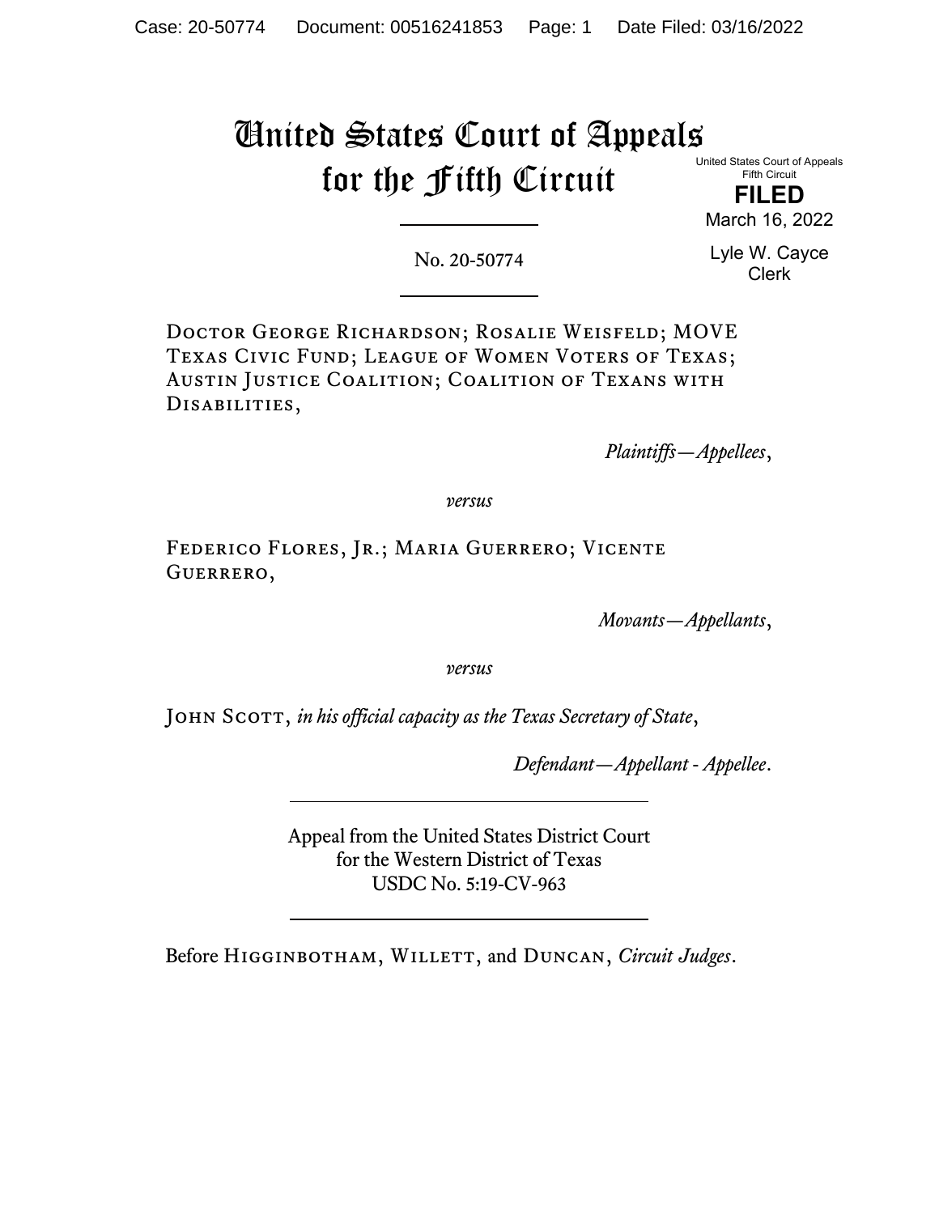# United States Court of Appeals for the Fifth Circuit

United States Court of Appeals
Fifth Circuit

**FILED**

March 16, 2022

Lyle W. Cayce
Clerk

---

No. 20-50774

---

Doctor George Richardson; Rosalie Weisfeld; MOVE Texas Civic Fund; League of Women Voters of Texas; Austin Justice Coalition; Coalition of Texans with Disabilities,

*Plaintiffs—Appellees*,

*versus*

Federico Flores, Jr.; Maria Guerrero; Vicente Guerrero,

*Movants—Appellants*,

*versus*

John Scott, *in his official capacity as the Texas Secretary of State*,

*Defendant—Appellant - Appellee*.

---

Appeal from the United States District Court
for the Western District of Texas
USDC No. 5:19-CV-963

---

Before Higginbotham, Willett, and Duncan, *Circuit Judges*.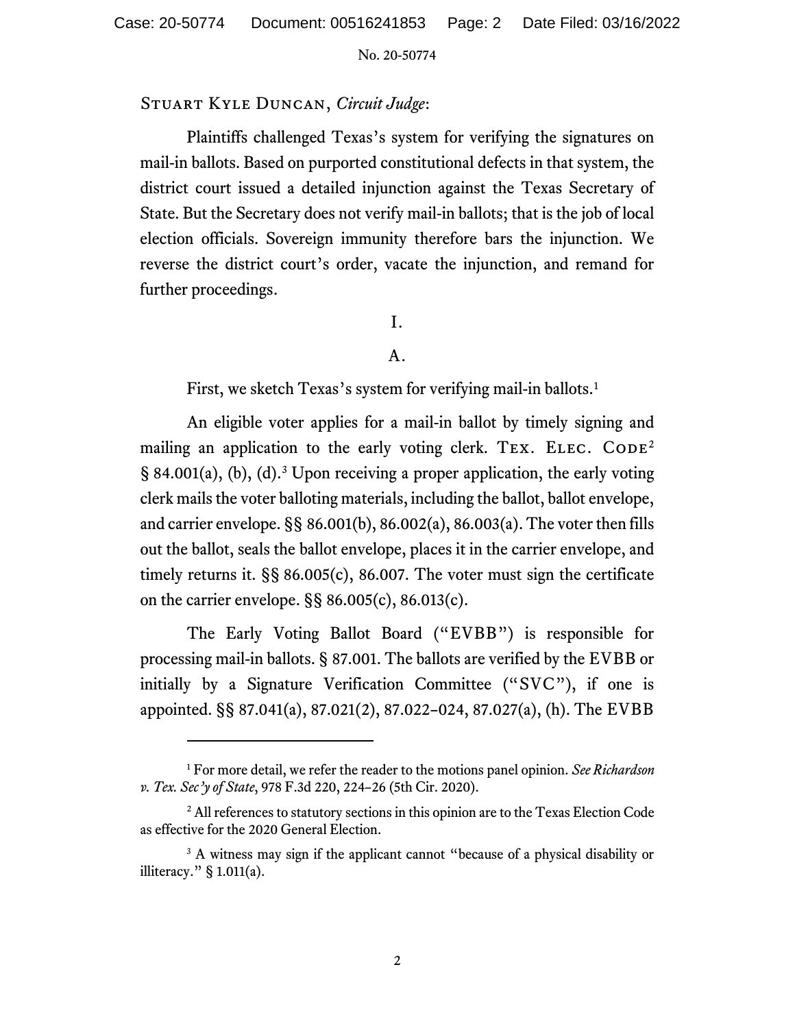Stuart Kyle Duncan, *Circuit Judge*:

Plaintiffs challenged Texas's system for verifying the signatures on mail-in ballots. Based on purported constitutional defects in that system, the district court issued a detailed injunction against the Texas Secretary of State. But the Secretary does not verify mail-in ballots; that is the job of local election officials. Sovereign immunity therefore bars the injunction. We reverse the district court's order, vacate the injunction, and remand for further proceedings.

## I.

### A.

First, we sketch Texas's system for verifying mail-in ballots.[1]

An eligible voter applies for a mail-in ballot by timely signing and mailing an application to the early voting clerk. Tex. Elec. Code[2] § 84.001(a), (b), (d).[3] Upon receiving a proper application, the early voting clerk mails the voter balloting materials, including the ballot, ballot envelope, and carrier envelope. §§ 86.001(b), 86.002(a), 86.003(a). The voter then fills out the ballot, seals the ballot envelope, places it in the carrier envelope, and timely returns it. §§ 86.005(c), 86.007. The voter must sign the certificate on the carrier envelope. §§ 86.005(c), 86.013(c).

The Early Voting Ballot Board ("EVBB") is responsible for processing mail-in ballots. § 87.001. The ballots are verified by the EVBB or initially by a Signature Verification Committee ("SVC"), if one is appointed. §§ 87.041(a), 87.021(2), 87.022–024, 87.027(a), (h). The EVBB

---

[1] For more detail, we refer the reader to the motions panel opinion. *See Richardson v. Tex. Sec'y of State*, 978 F.3d 220, 224–26 (5th Cir. 2020).

[2] All references to statutory sections in this opinion are to the Texas Election Code as effective for the 2020 General Election.

[3] A witness may sign if the applicant cannot "because of a physical disability or illiteracy." § 1.011(a).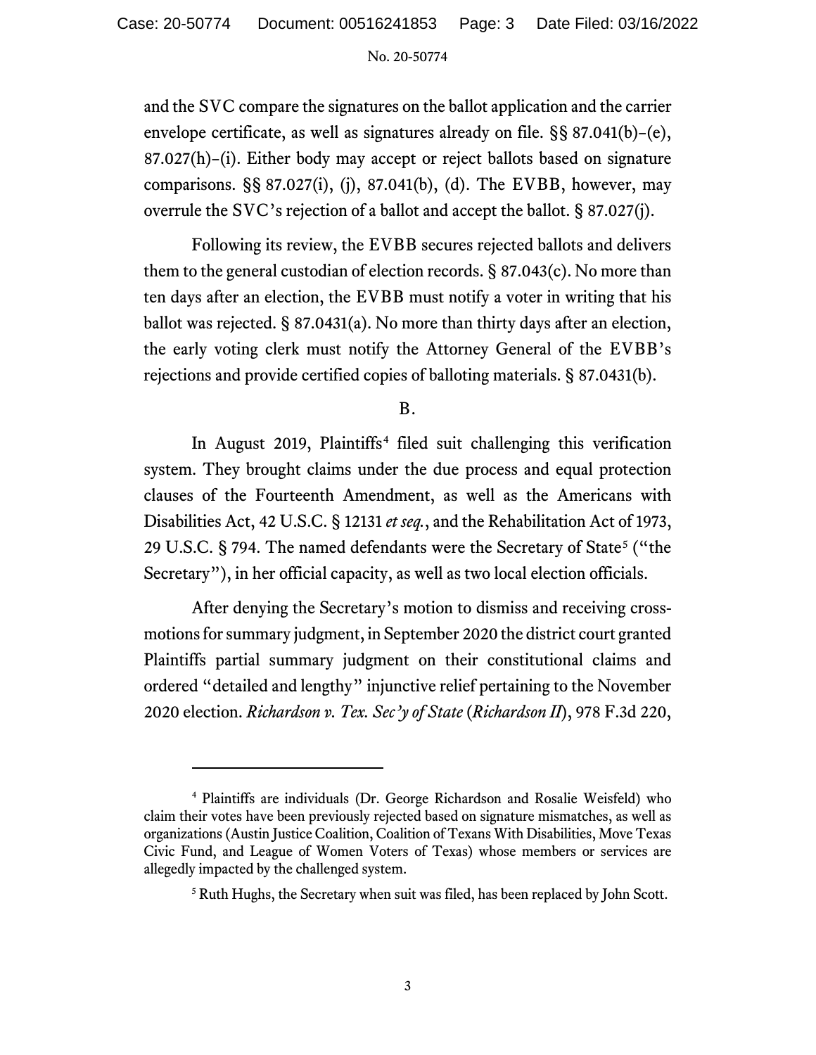and the SVC compare the signatures on the ballot application and the carrier envelope certificate, as well as signatures already on file. §§ 87.041(b)–(e), 87.027(h)–(i). Either body may accept or reject ballots based on signature comparisons. §§ 87.027(i), (j), 87.041(b), (d). The EVBB, however, may overrule the SVC's rejection of a ballot and accept the ballot. § 87.027(j).

Following its review, the EVBB secures rejected ballots and delivers them to the general custodian of election records. § 87.043(c). No more than ten days after an election, the EVBB must notify a voter in writing that his ballot was rejected. § 87.0431(a). No more than thirty days after an election, the early voting clerk must notify the Attorney General of the EVBB's rejections and provide certified copies of balloting materials. § 87.0431(b).

B.

In August 2019, Plaintiffs[4] filed suit challenging this verification system. They brought claims under the due process and equal protection clauses of the Fourteenth Amendment, as well as the Americans with Disabilities Act, 42 U.S.C. § 12131 *et seq.*, and the Rehabilitation Act of 1973, 29 U.S.C. § 794. The named defendants were the Secretary of State[5] ("the Secretary"), in her official capacity, as well as two local election officials.

After denying the Secretary's motion to dismiss and receiving cross-motions for summary judgment, in September 2020 the district court granted Plaintiffs partial summary judgment on their constitutional claims and ordered "detailed and lengthy" injunctive relief pertaining to the November 2020 election. *Richardson v. Tex. Sec'y of State* (*Richardson II*), 978 F.3d 220,

---

[4] Plaintiffs are individuals (Dr. George Richardson and Rosalie Weisfeld) who claim their votes have been previously rejected based on signature mismatches, as well as organizations (Austin Justice Coalition, Coalition of Texans With Disabilities, Move Texas Civic Fund, and League of Women Voters of Texas) whose members or services are allegedly impacted by the challenged system.

[5] Ruth Hughs, the Secretary when suit was filed, has been replaced by John Scott.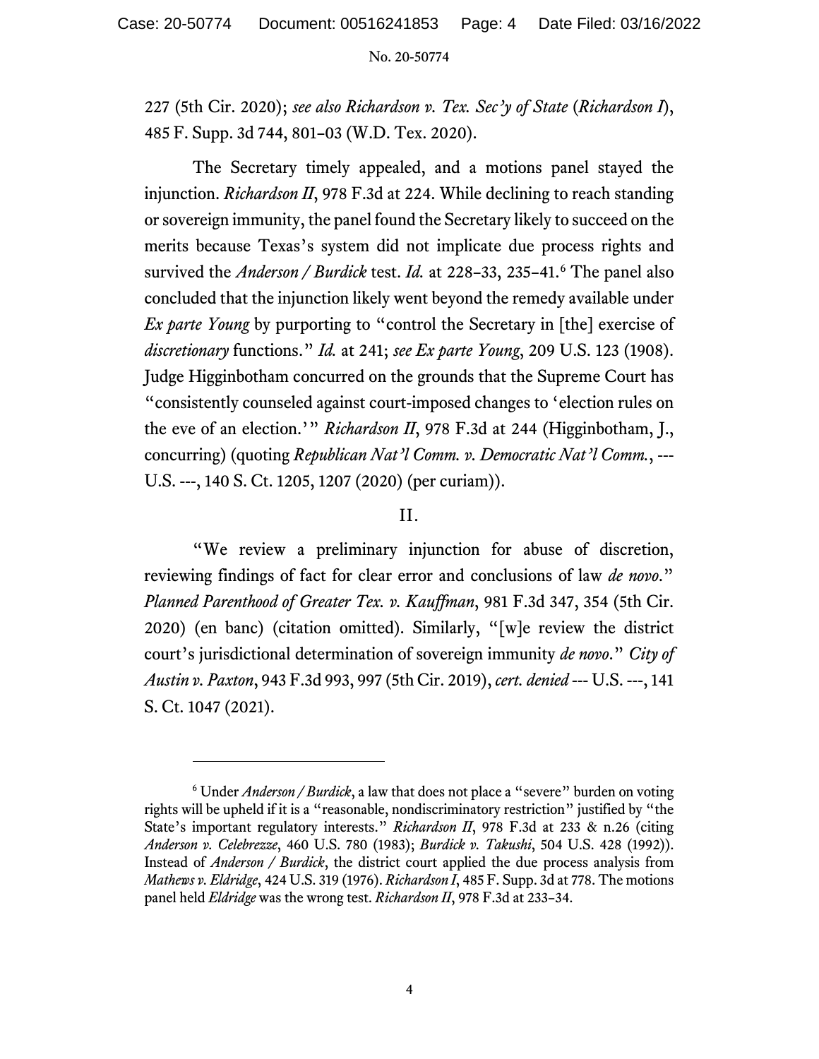227 (5th Cir. 2020); *see also Richardson v. Tex. Sec'y of State* (*Richardson I*), 485 F. Supp. 3d 744, 801–03 (W.D. Tex. 2020).

The Secretary timely appealed, and a motions panel stayed the injunction. *Richardson II*, 978 F.3d at 224. While declining to reach standing or sovereign immunity, the panel found the Secretary likely to succeed on the merits because Texas's system did not implicate due process rights and survived the *Anderson / Burdick* test. *Id.* at 228–33, 235–41.[6] The panel also concluded that the injunction likely went beyond the remedy available under *Ex parte Young* by purporting to "control the Secretary in [the] exercise of *discretionary* functions." *Id.* at 241; *see Ex parte Young*, 209 U.S. 123 (1908). Judge Higginbotham concurred on the grounds that the Supreme Court has "consistently counseled against court-imposed changes to 'election rules on the eve of an election.'" *Richardson II*, 978 F.3d at 244 (Higginbotham, J., concurring) (quoting *Republican Nat'l Comm. v. Democratic Nat'l Comm.*, --- U.S. ---, 140 S. Ct. 1205, 1207 (2020) (per curiam)).

## II.

"We review a preliminary injunction for abuse of discretion, reviewing findings of fact for clear error and conclusions of law *de novo*." *Planned Parenthood of Greater Tex. v. Kauffman*, 981 F.3d 347, 354 (5th Cir. 2020) (en banc) (citation omitted). Similarly, "[w]e review the district court's jurisdictional determination of sovereign immunity *de novo*." *City of Austin v. Paxton*, 943 F.3d 993, 997 (5th Cir. 2019), *cert. denied* --- U.S. ---, 141 S. Ct. 1047 (2021).

---

[6] Under *Anderson / Burdick*, a law that does not place a "severe" burden on voting rights will be upheld if it is a "reasonable, nondiscriminatory restriction" justified by "the State's important regulatory interests." *Richardson II*, 978 F.3d at 233 & n.26 (citing *Anderson v. Celebrezze*, 460 U.S. 780 (1983); *Burdick v. Takushi*, 504 U.S. 428 (1992)). Instead of *Anderson / Burdick*, the district court applied the due process analysis from *Mathews v. Eldridge*, 424 U.S. 319 (1976). *Richardson I*, 485 F. Supp. 3d at 778. The motions panel held *Eldridge* was the wrong test. *Richardson II*, 978 F.3d at 233–34.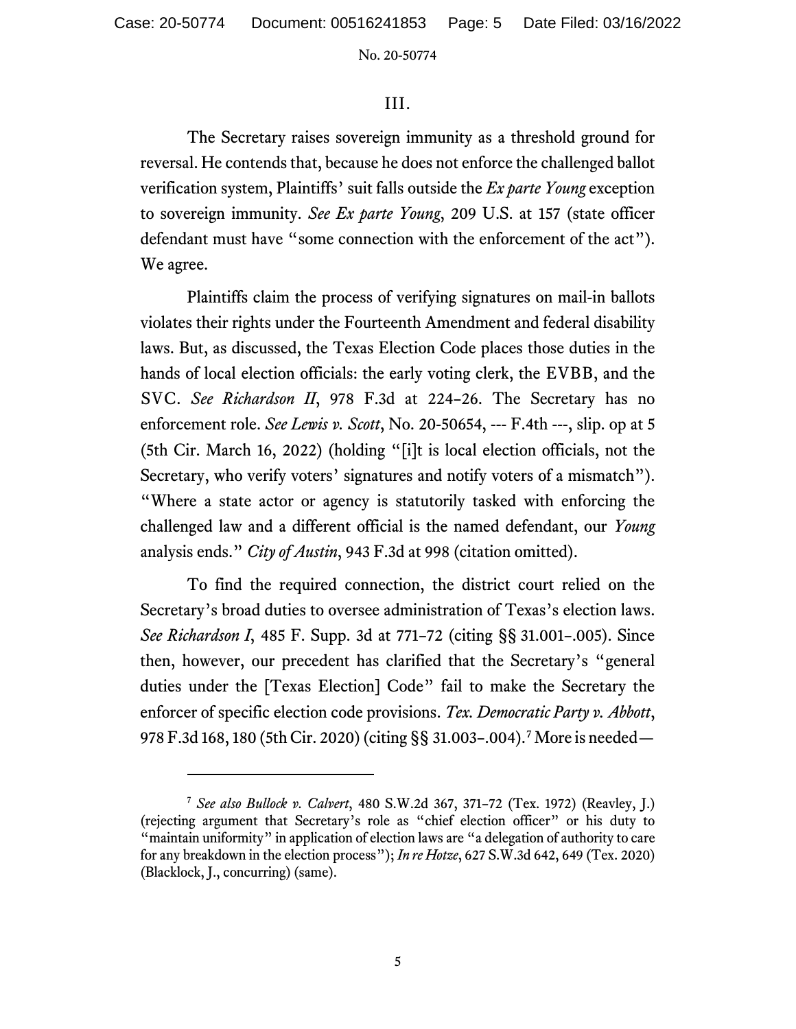## III.

The Secretary raises sovereign immunity as a threshold ground for reversal. He contends that, because he does not enforce the challenged ballot verification system, Plaintiffs' suit falls outside the *Ex parte Young* exception to sovereign immunity. *See Ex parte Young*, 209 U.S. at 157 (state officer defendant must have "some connection with the enforcement of the act"). We agree.

Plaintiffs claim the process of verifying signatures on mail-in ballots violates their rights under the Fourteenth Amendment and federal disability laws. But, as discussed, the Texas Election Code places those duties in the hands of local election officials: the early voting clerk, the EVBB, and the SVC. *See Richardson II*, 978 F.3d at 224–26. The Secretary has no enforcement role. *See Lewis v. Scott*, No. 20-50654, --- F.4th ---, slip. op at 5 (5th Cir. March 16, 2022) (holding "[i]t is local election officials, not the Secretary, who verify voters' signatures and notify voters of a mismatch"). "Where a state actor or agency is statutorily tasked with enforcing the challenged law and a different official is the named defendant, our *Young* analysis ends." *City of Austin*, 943 F.3d at 998 (citation omitted).

To find the required connection, the district court relied on the Secretary's broad duties to oversee administration of Texas's election laws. *See Richardson I*, 485 F. Supp. 3d at 771–72 (citing §§ 31.001–.005). Since then, however, our precedent has clarified that the Secretary's "general duties under the [Texas Election] Code" fail to make the Secretary the enforcer of specific election code provisions. *Tex. Democratic Party v. Abbott*, 978 F.3d 168, 180 (5th Cir. 2020) (citing §§ 31.003–.004).[7] More is needed—

---

[7] *See also Bullock v. Calvert*, 480 S.W.2d 367, 371–72 (Tex. 1972) (Reavley, J.) (rejecting argument that Secretary's role as "chief election officer" or his duty to "maintain uniformity" in application of election laws are "a delegation of authority to care for any breakdown in the election process"); *In re Hotze*, 627 S.W.3d 642, 649 (Tex. 2020) (Blacklock, J., concurring) (same).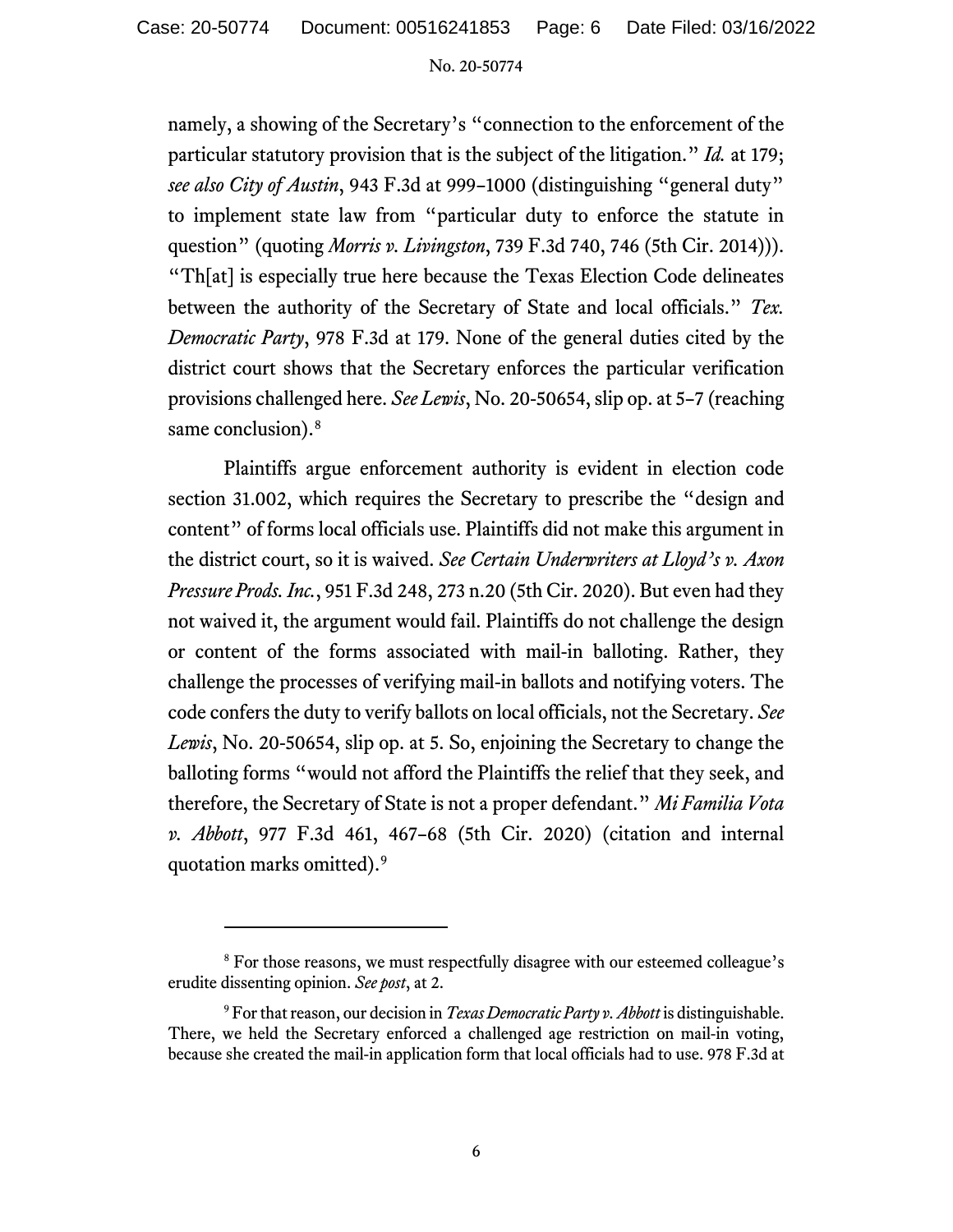namely, a showing of the Secretary's "connection to the enforcement of the particular statutory provision that is the subject of the litigation." *Id.* at 179; *see also City of Austin*, 943 F.3d at 999–1000 (distinguishing "general duty" to implement state law from "particular duty to enforce the statute in question" (quoting *Morris v. Livingston*, 739 F.3d 740, 746 (5th Cir. 2014))). "Th[at] is especially true here because the Texas Election Code delineates between the authority of the Secretary of State and local officials." *Tex. Democratic Party*, 978 F.3d at 179. None of the general duties cited by the district court shows that the Secretary enforces the particular verification provisions challenged here. *See Lewis*, No. 20-50654, slip op. at 5–7 (reaching same conclusion).[8]

Plaintiffs argue enforcement authority is evident in election code section 31.002, which requires the Secretary to prescribe the "design and content" of forms local officials use. Plaintiffs did not make this argument in the district court, so it is waived. *See Certain Underwriters at Lloyd's v. Axon Pressure Prods. Inc.*, 951 F.3d 248, 273 n.20 (5th Cir. 2020). But even had they not waived it, the argument would fail. Plaintiffs do not challenge the design or content of the forms associated with mail-in balloting. Rather, they challenge the processes of verifying mail-in ballots and notifying voters. The code confers the duty to verify ballots on local officials, not the Secretary. *See Lewis*, No. 20-50654, slip op. at 5. So, enjoining the Secretary to change the balloting forms "would not afford the Plaintiffs the relief that they seek, and therefore, the Secretary of State is not a proper defendant." *Mi Familia Vota v. Abbott*, 977 F.3d 461, 467–68 (5th Cir. 2020) (citation and internal quotation marks omitted).[9]

---

[8] For those reasons, we must respectfully disagree with our esteemed colleague's erudite dissenting opinion. *See post*, at 2.

[9] For that reason, our decision in *Texas Democratic Party v. Abbott* is distinguishable. There, we held the Secretary enforced a challenged age restriction on mail-in voting, because she created the mail-in application form that local officials had to use. 978 F.3d at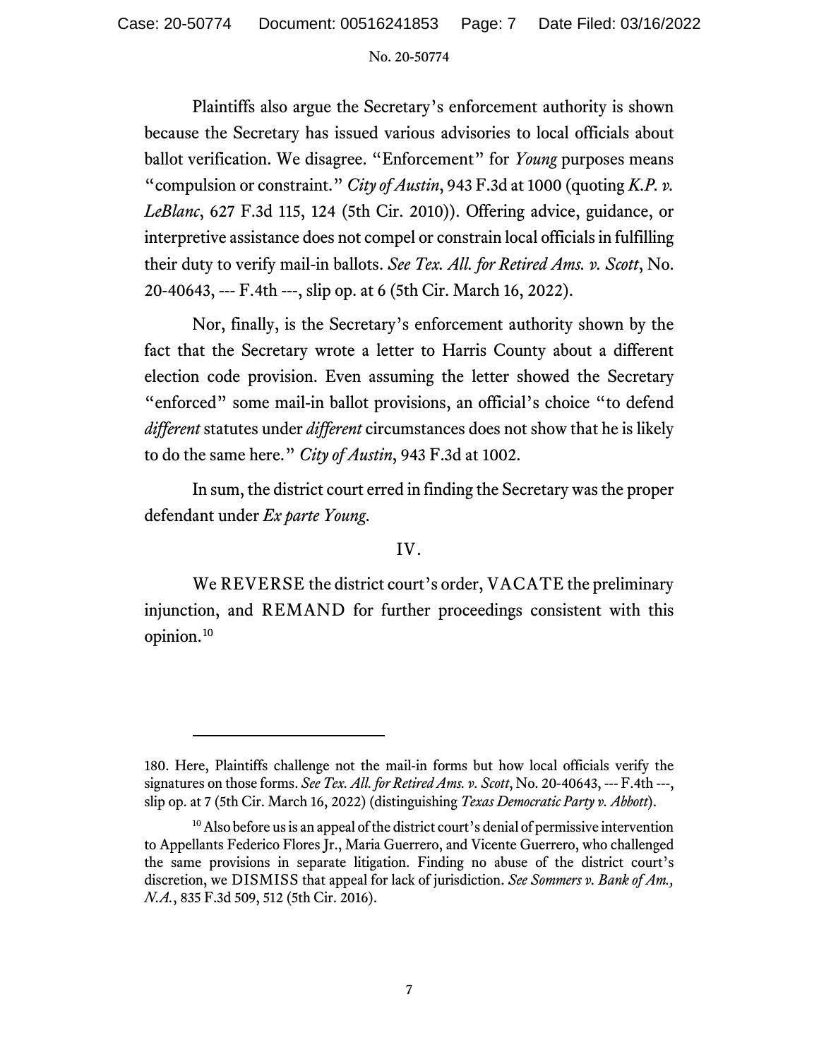Plaintiffs also argue the Secretary's enforcement authority is shown because the Secretary has issued various advisories to local officials about ballot verification. We disagree. "Enforcement" for *Young* purposes means "compulsion or constraint." *City of Austin*, 943 F.3d at 1000 (quoting *K.P. v. LeBlanc*, 627 F.3d 115, 124 (5th Cir. 2010)). Offering advice, guidance, or interpretive assistance does not compel or constrain local officials in fulfilling their duty to verify mail-in ballots. *See Tex. All. for Retired Ams. v. Scott*, No. 20-40643, --- F.4th ---, slip op. at 6 (5th Cir. March 16, 2022).

Nor, finally, is the Secretary's enforcement authority shown by the fact that the Secretary wrote a letter to Harris County about a different election code provision. Even assuming the letter showed the Secretary "enforced" some mail-in ballot provisions, an official's choice "to defend *different* statutes under *different* circumstances does not show that he is likely to do the same here." *City of Austin*, 943 F.3d at 1002.

In sum, the district court erred in finding the Secretary was the proper defendant under *Ex parte Young*.

## IV.

We REVERSE the district court's order, VACATE the preliminary injunction, and REMAND for further proceedings consistent with this opinion.[10]

---

180. Here, Plaintiffs challenge not the mail-in forms but how local officials verify the signatures on those forms. *See Tex. All. for Retired Ams. v. Scott*, No. 20-40643, --- F.4th ---, slip op. at 7 (5th Cir. March 16, 2022) (distinguishing *Texas Democratic Party v. Abbott*).

[10] Also before us is an appeal of the district court's denial of permissive intervention to Appellants Federico Flores Jr., Maria Guerrero, and Vicente Guerrero, who challenged the same provisions in separate litigation. Finding no abuse of the district court's discretion, we DISMISS that appeal for lack of jurisdiction. *See Sommers v. Bank of Am., N.A.*, 835 F.3d 509, 512 (5th Cir. 2016).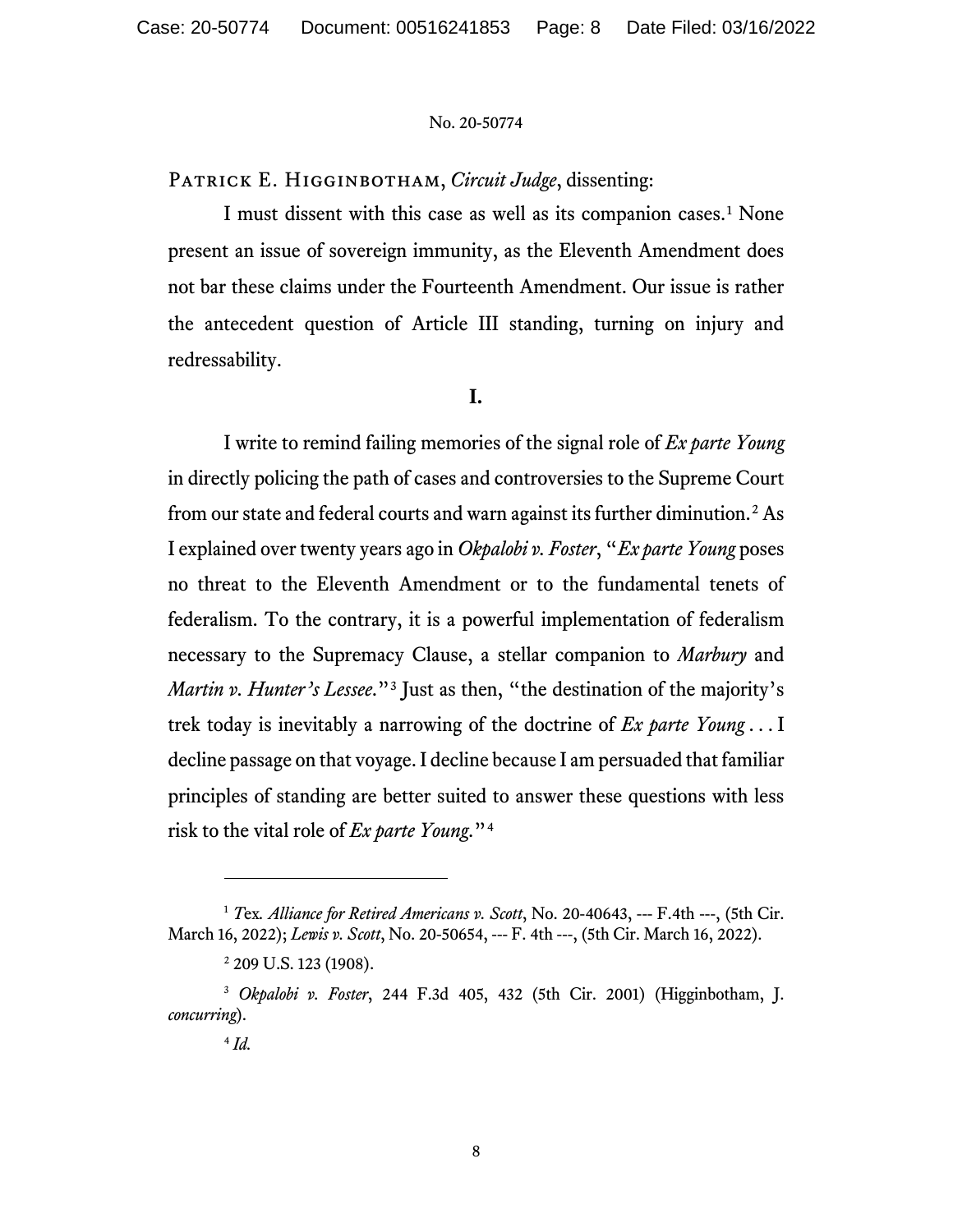Patrick E. Higginbotham, *Circuit Judge*, dissenting:

I must dissent with this case as well as its companion cases.[1] None present an issue of sovereign immunity, as the Eleventh Amendment does not bar these claims under the Fourteenth Amendment. Our issue is rather the antecedent question of Article III standing, turning on injury and redressability.

**I.**

I write to remind failing memories of the signal role of *Ex parte Young* in directly policing the path of cases and controversies to the Supreme Court from our state and federal courts and warn against its further diminution.[2] As I explained over twenty years ago in *Okpalobi v. Foster*, "*Ex parte Young* poses no threat to the Eleventh Amendment or to the fundamental tenets of federalism. To the contrary, it is a powerful implementation of federalism necessary to the Supremacy Clause, a stellar companion to *Marbury* and *Martin v. Hunter's Lessee*."[3] Just as then, "the destination of the majority's trek today is inevitably a narrowing of the doctrine of *Ex parte Young* . . . I decline passage on that voyage. I decline because I am persuaded that familiar principles of standing are better suited to answer these questions with less risk to the vital role of *Ex parte Young*."[4]

---

[1] *Tex. Alliance for Retired Americans v. Scott*, No. 20-40643, --- F.4th ---, (5th Cir. March 16, 2022); *Lewis v. Scott*, No. 20-50654, --- F. 4th ---, (5th Cir. March 16, 2022).

[2] 209 U.S. 123 (1908).

[3] *Okpalobi v. Foster*, 244 F.3d 405, 432 (5th Cir. 2001) (Higginbotham, J. *concurring*).

[4] *Id.*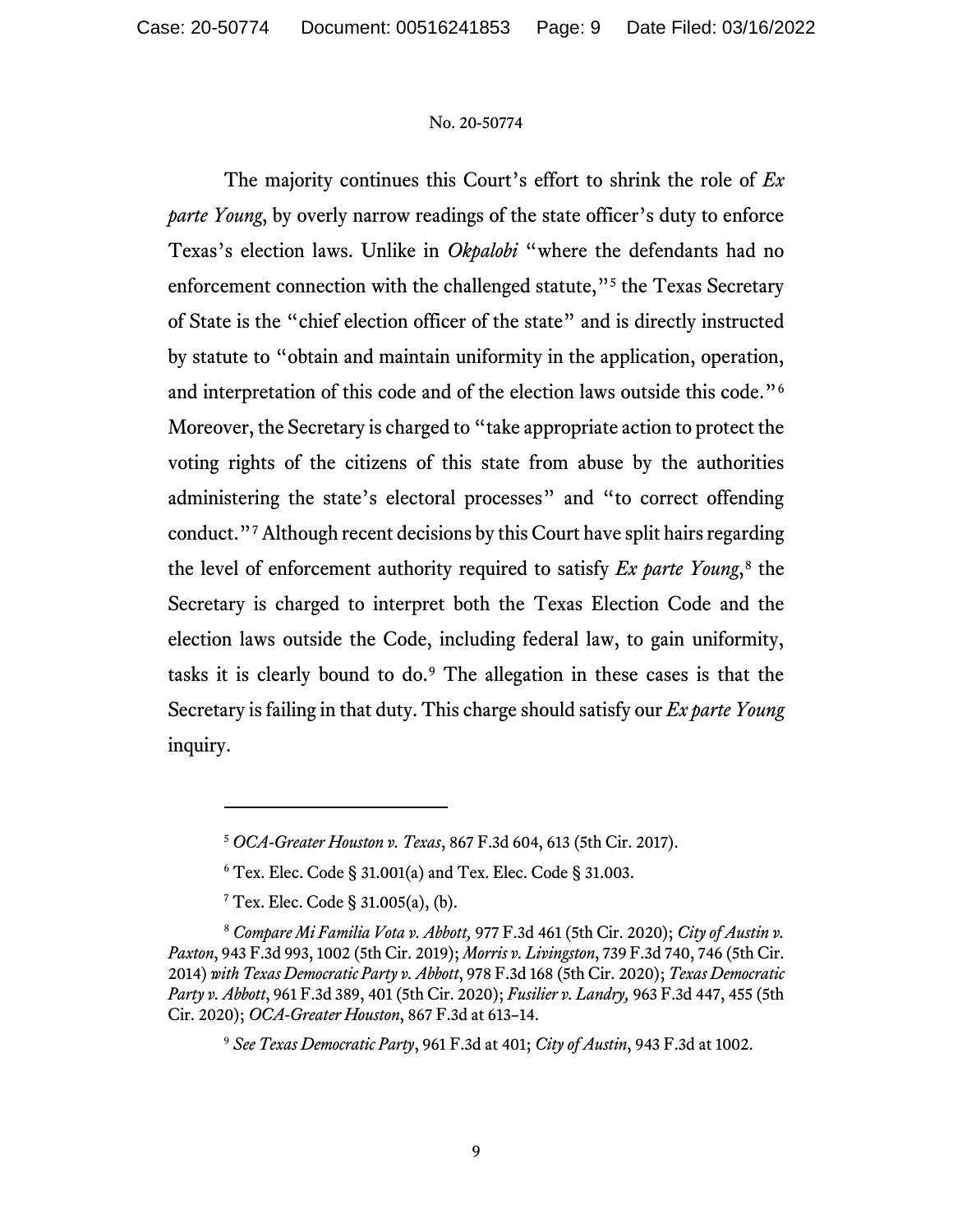The majority continues this Court's effort to shrink the role of *Ex parte Young*, by overly narrow readings of the state officer's duty to enforce Texas's election laws. Unlike in *Okpalobi* "where the defendants had no enforcement connection with the challenged statute,"[5] the Texas Secretary of State is the "chief election officer of the state" and is directly instructed by statute to "obtain and maintain uniformity in the application, operation, and interpretation of this code and of the election laws outside this code."[6] Moreover, the Secretary is charged to "take appropriate action to protect the voting rights of the citizens of this state from abuse by the authorities administering the state's electoral processes" and "to correct offending conduct."[7] Although recent decisions by this Court have split hairs regarding the level of enforcement authority required to satisfy *Ex parte Young*,[8] the Secretary is charged to interpret both the Texas Election Code and the election laws outside the Code, including federal law, to gain uniformity, tasks it is clearly bound to do.[9] The allegation in these cases is that the Secretary is failing in that duty. This charge should satisfy our *Ex parte Young* inquiry.

---

[5] *OCA-Greater Houston v. Texas*, 867 F.3d 604, 613 (5th Cir. 2017).

[6] Tex. Elec. Code § 31.001(a) and Tex. Elec. Code § 31.003.

[7] Tex. Elec. Code § 31.005(a), (b).

[8] *Compare Mi Familia Vota v. Abbott,* 977 F.3d 461 (5th Cir. 2020); *City of Austin v. Paxton*, 943 F.3d 993, 1002 (5th Cir. 2019); *Morris v. Livingston*, 739 F.3d 740, 746 (5th Cir. 2014) *with Texas Democratic Party v. Abbott*, 978 F.3d 168 (5th Cir. 2020); *Texas Democratic Party v. Abbott*, 961 F.3d 389, 401 (5th Cir. 2020); *Fusilier v. Landry,* 963 F.3d 447, 455 (5th Cir. 2020); *OCA-Greater Houston*, 867 F.3d at 613–14.

[9] *See Texas Democratic Party*, 961 F.3d at 401; *City of Austin*, 943 F.3d at 1002.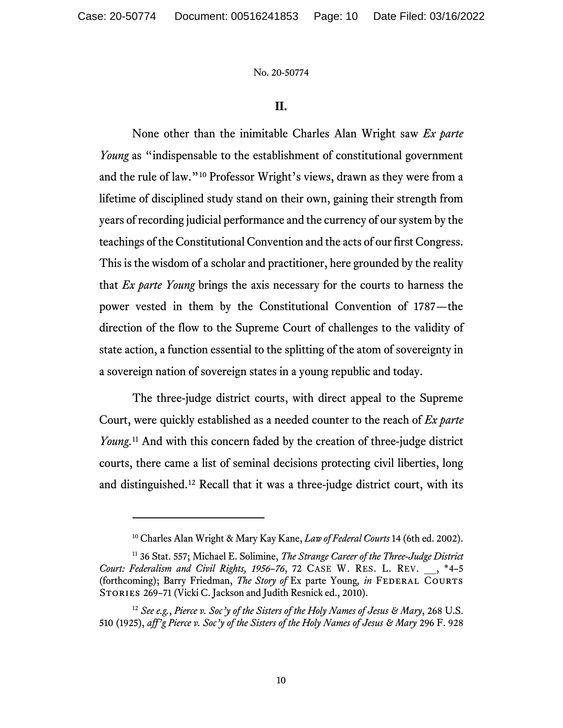## II.

None other than the inimitable Charles Alan Wright saw *Ex parte Young* as "indispensable to the establishment of constitutional government and the rule of law."[10] Professor Wright's views, drawn as they were from a lifetime of disciplined study stand on their own, gaining their strength from years of recording judicial performance and the currency of our system by the teachings of the Constitutional Convention and the acts of our first Congress. This is the wisdom of a scholar and practitioner, here grounded by the reality that *Ex parte Young* brings the axis necessary for the courts to harness the power vested in them by the Constitutional Convention of 1787—the direction of the flow to the Supreme Court of challenges to the validity of state action, a function essential to the splitting of the atom of sovereignty in a sovereign nation of sovereign states in a young republic and today.

The three-judge district courts, with direct appeal to the Supreme Court, were quickly established as a needed counter to the reach of *Ex parte Young*.[11] And with this concern faded by the creation of three-judge district courts, there came a list of seminal decisions protecting civil liberties, long and distinguished.[12] Recall that it was a three-judge district court, with its

---

[10] Charles Alan Wright & Mary Kay Kane, *Law of Federal Courts* 14 (6th ed. 2002).

[11] 36 Stat. 557; Michael E. Solimine, *The Strange Career of the Three-Judge District Court: Federalism and Civil Rights, 1956–76*, 72 CASE W. RES. L. REV. __, *4–5 (forthcoming); Barry Friedman, *The Story of* Ex parte Young, *in* FEDERAL COURTS STORIES 269–71 (Vicki C. Jackson and Judith Resnick ed., 2010).

[12] *See e.g.*, *Pierce v. Soc'y of the Sisters of the Holy Names of Jesus & Mary*, 268 U.S. 510 (1925), *aff'g Pierce v. Soc'y of the Sisters of the Holy Names of Jesus & Mary* 296 F. 928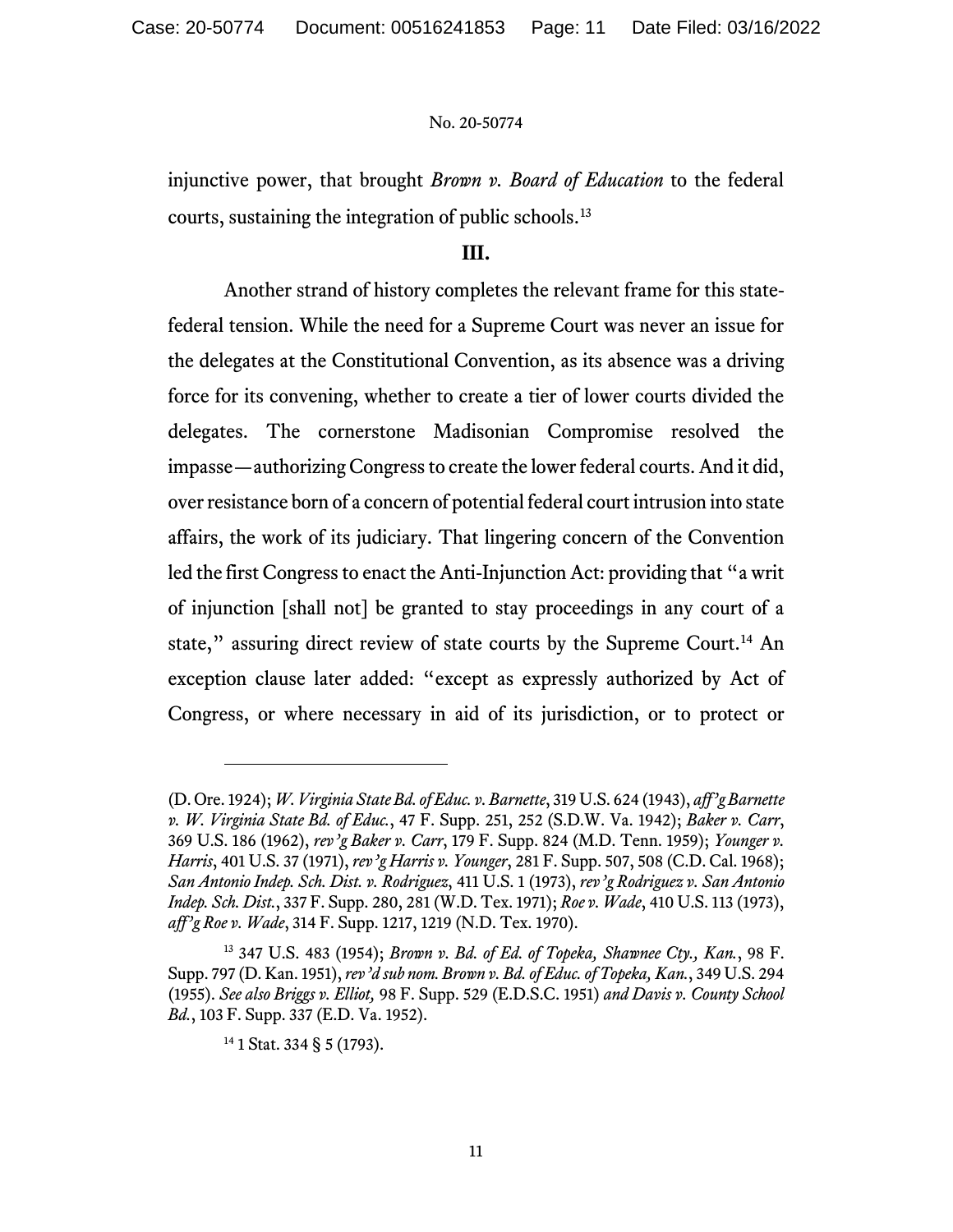injunctive power, that brought *Brown v. Board of Education* to the federal courts, sustaining the integration of public schools.[13]

## III.

Another strand of history completes the relevant frame for this state-federal tension. While the need for a Supreme Court was never an issue for the delegates at the Constitutional Convention, as its absence was a driving force for its convening, whether to create a tier of lower courts divided the delegates. The cornerstone Madisonian Compromise resolved the impasse—authorizing Congress to create the lower federal courts. And it did, over resistance born of a concern of potential federal court intrusion into state affairs, the work of its judiciary. That lingering concern of the Convention led the first Congress to enact the Anti-Injunction Act: providing that "a writ of injunction [shall not] be granted to stay proceedings in any court of a state," assuring direct review of state courts by the Supreme Court.[14] An exception clause later added: "except as expressly authorized by Act of Congress, or where necessary in aid of its jurisdiction, or to protect or

---

(D. Ore. 1924); *W. Virginia State Bd. of Educ. v. Barnette*, 319 U.S. 624 (1943), *aff'g Barnette v. W. Virginia State Bd. of Educ.*, 47 F. Supp. 251, 252 (S.D.W. Va. 1942); *Baker v. Carr*, 369 U.S. 186 (1962), *rev'g Baker v. Carr*, 179 F. Supp. 824 (M.D. Tenn. 1959); *Younger v. Harris*, 401 U.S. 37 (1971), *rev'g Harris v. Younger*, 281 F. Supp. 507, 508 (C.D. Cal. 1968); *San Antonio Indep. Sch. Dist. v. Rodriguez*, 411 U.S. 1 (1973), *rev'g Rodriguez v. San Antonio Indep. Sch. Dist.*, 337 F. Supp. 280, 281 (W.D. Tex. 1971); *Roe v. Wade*, 410 U.S. 113 (1973), *aff'g Roe v. Wade*, 314 F. Supp. 1217, 1219 (N.D. Tex. 1970).

[13] 347 U.S. 483 (1954); *Brown v. Bd. of Ed. of Topeka, Shawnee Cty., Kan.*, 98 F. Supp. 797 (D. Kan. 1951), *rev'd sub nom. Brown v. Bd. of Educ. of Topeka, Kan.*, 349 U.S. 294 (1955). *See also Briggs v. Elliot,* 98 F. Supp. 529 (E.D.S.C. 1951) *and Davis v. County School Bd.*, 103 F. Supp. 337 (E.D. Va. 1952).

[14] 1 Stat. 334 § 5 (1793).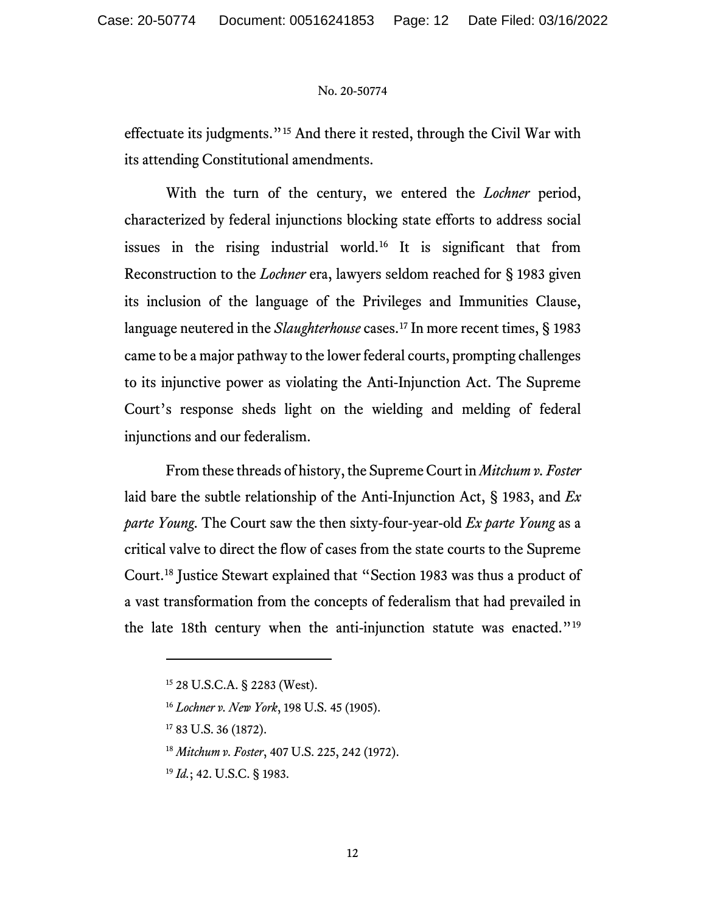effectuate its judgments."[15] And there it rested, through the Civil War with its attending Constitutional amendments.

With the turn of the century, we entered the *Lochner* period, characterized by federal injunctions blocking state efforts to address social issues in the rising industrial world.[16] It is significant that from Reconstruction to the *Lochner* era, lawyers seldom reached for § 1983 given its inclusion of the language of the Privileges and Immunities Clause, language neutered in the *Slaughterhouse* cases.[17] In more recent times, § 1983 came to be a major pathway to the lower federal courts, prompting challenges to its injunctive power as violating the Anti-Injunction Act. The Supreme Court's response sheds light on the wielding and melding of federal injunctions and our federalism.

From these threads of history, the Supreme Court in *Mitchum v. Foster* laid bare the subtle relationship of the Anti-Injunction Act, § 1983, and *Ex parte Young*. The Court saw the then sixty-four-year-old *Ex parte Young* as a critical valve to direct the flow of cases from the state courts to the Supreme Court.[18] Justice Stewart explained that "Section 1983 was thus a product of a vast transformation from the concepts of federalism that had prevailed in the late 18th century when the anti-injunction statute was enacted."[19]

---

[15] 28 U.S.C.A. § 2283 (West).

[16] *Lochner v. New York*, 198 U.S. 45 (1905).

[17] 83 U.S. 36 (1872).

[18] *Mitchum v. Foster*, 407 U.S. 225, 242 (1972).

[19] *Id.*; 42. U.S.C. § 1983.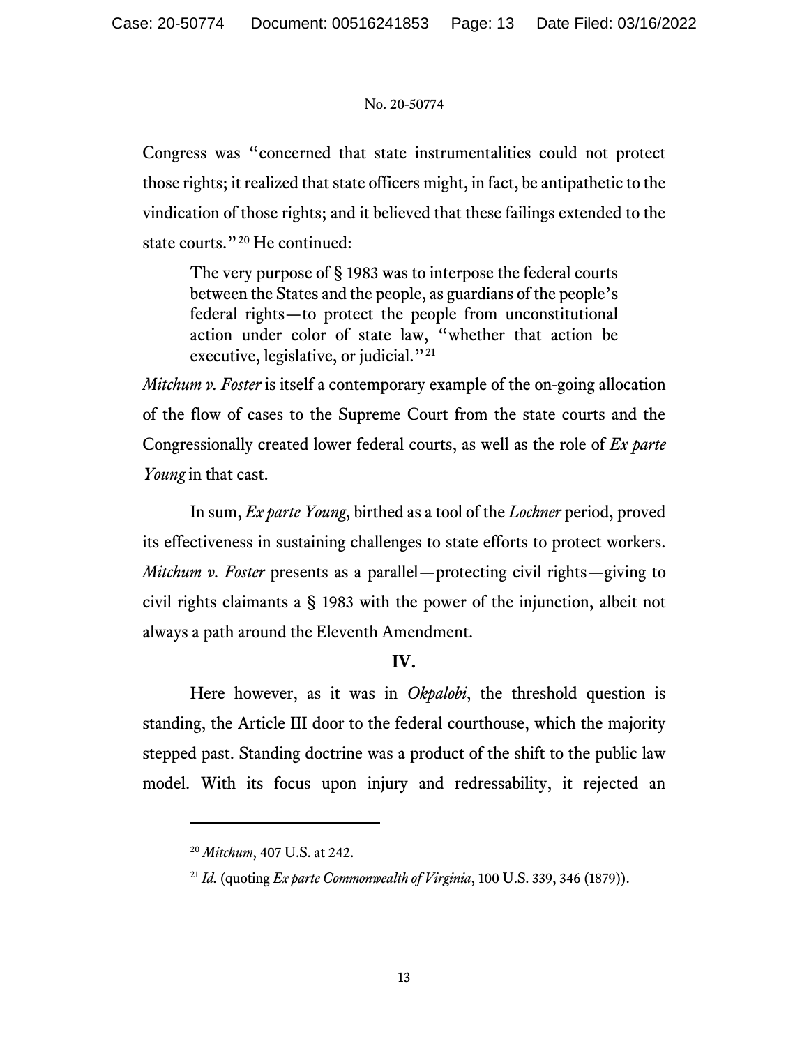Congress was "concerned that state instrumentalities could not protect those rights; it realized that state officers might, in fact, be antipathetic to the vindication of those rights; and it believed that these failings extended to the state courts."[20] He continued:

> The very purpose of § 1983 was to interpose the federal courts between the States and the people, as guardians of the people's federal rights—to protect the people from unconstitutional action under color of state law, "whether that action be executive, legislative, or judicial."[21]

*Mitchum v. Foster* is itself a contemporary example of the on-going allocation of the flow of cases to the Supreme Court from the state courts and the Congressionally created lower federal courts, as well as the role of *Ex parte Young* in that cast.

In sum, *Ex parte Young*, birthed as a tool of the *Lochner* period, proved its effectiveness in sustaining challenges to state efforts to protect workers. *Mitchum v. Foster* presents as a parallel—protecting civil rights—giving to civil rights claimants a § 1983 with the power of the injunction, albeit not always a path around the Eleventh Amendment.

## IV.

Here however, as it was in *Okpalobi*, the threshold question is standing, the Article III door to the federal courthouse, which the majority stepped past. Standing doctrine was a product of the shift to the public law model. With its focus upon injury and redressability, it rejected an

---

[20] *Mitchum*, 407 U.S. at 242.

[21] *Id.* (quoting *Ex parte Commonwealth of Virginia*, 100 U.S. 339, 346 (1879)).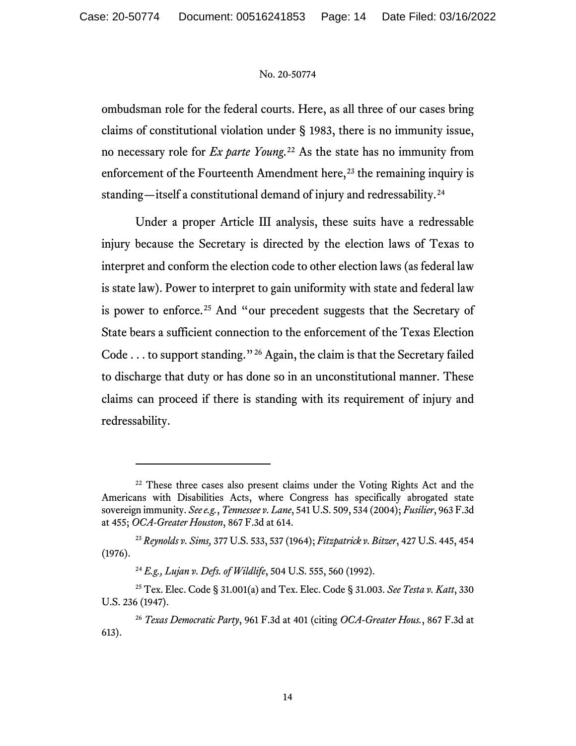ombudsman role for the federal courts. Here, as all three of our cases bring claims of constitutional violation under § 1983, there is no immunity issue, no necessary role for *Ex parte Young*.[22] As the state has no immunity from enforcement of the Fourteenth Amendment here,[23] the remaining inquiry is standing—itself a constitutional demand of injury and redressability.[24]

Under a proper Article III analysis, these suits have a redressable injury because the Secretary is directed by the election laws of Texas to interpret and conform the election code to other election laws (as federal law is state law). Power to interpret to gain uniformity with state and federal law is power to enforce.[25] And "our precedent suggests that the Secretary of State bears a sufficient connection to the enforcement of the Texas Election Code . . . to support standing."[26] Again, the claim is that the Secretary failed to discharge that duty or has done so in an unconstitutional manner. These claims can proceed if there is standing with its requirement of injury and redressability.

---

[22] These three cases also present claims under the Voting Rights Act and the Americans with Disabilities Acts, where Congress has specifically abrogated state sovereign immunity. *See e.g.*, *Tennessee v. Lane*, 541 U.S. 509, 534 (2004); *Fusilier*, 963 F.3d at 455; *OCA-Greater Houston*, 867 F.3d at 614.

[23] *Reynolds v. Sims,* 377 U.S. 533, 537 (1964); *Fitzpatrick v. Bitzer*, 427 U.S. 445, 454 (1976).

[24] *E.g., Lujan v. Defs. of Wildlife*, 504 U.S. 555, 560 (1992).

[25] Tex. Elec. Code § 31.001(a) and Tex. Elec. Code § 31.003. *See Testa v. Katt*, 330 U.S. 236 (1947).

[26] *Texas Democratic Party*, 961 F.3d at 401 (citing *OCA-Greater Hous.*, 867 F.3d at 613).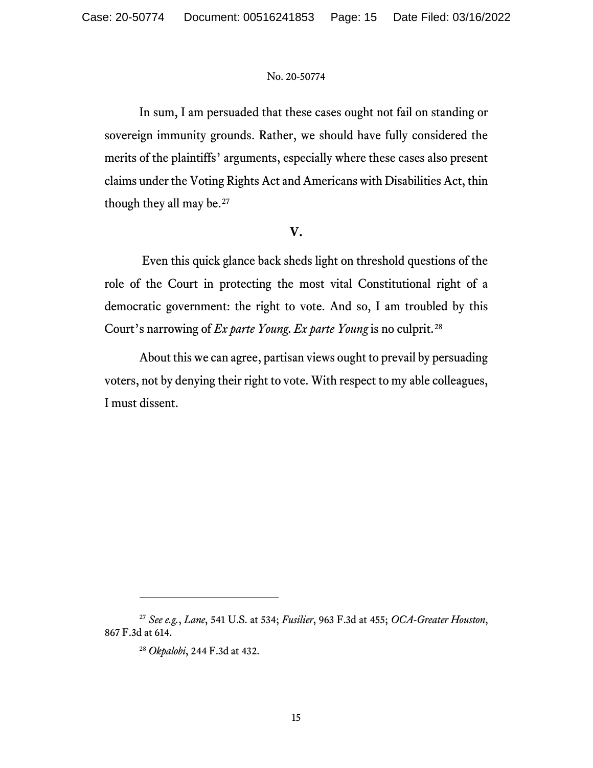In sum, I am persuaded that these cases ought not fail on standing or sovereign immunity grounds. Rather, we should have fully considered the merits of the plaintiffs' arguments, especially where these cases also present claims under the Voting Rights Act and Americans with Disabilities Act, thin though they all may be.[27]

## V.

Even this quick glance back sheds light on threshold questions of the role of the Court in protecting the most vital Constitutional right of a democratic government: the right to vote. And so, I am troubled by this Court's narrowing of *Ex parte Young*. *Ex parte Young* is no culprit.[28]

About this we can agree, partisan views ought to prevail by persuading voters, not by denying their right to vote. With respect to my able colleagues, I must dissent.

---

[27] *See e.g.*, *Lane*, 541 U.S. at 534; *Fusilier*, 963 F.3d at 455; *OCA-Greater Houston*, 867 F.3d at 614.

[28] *Okpalobi*, 244 F.3d at 432.